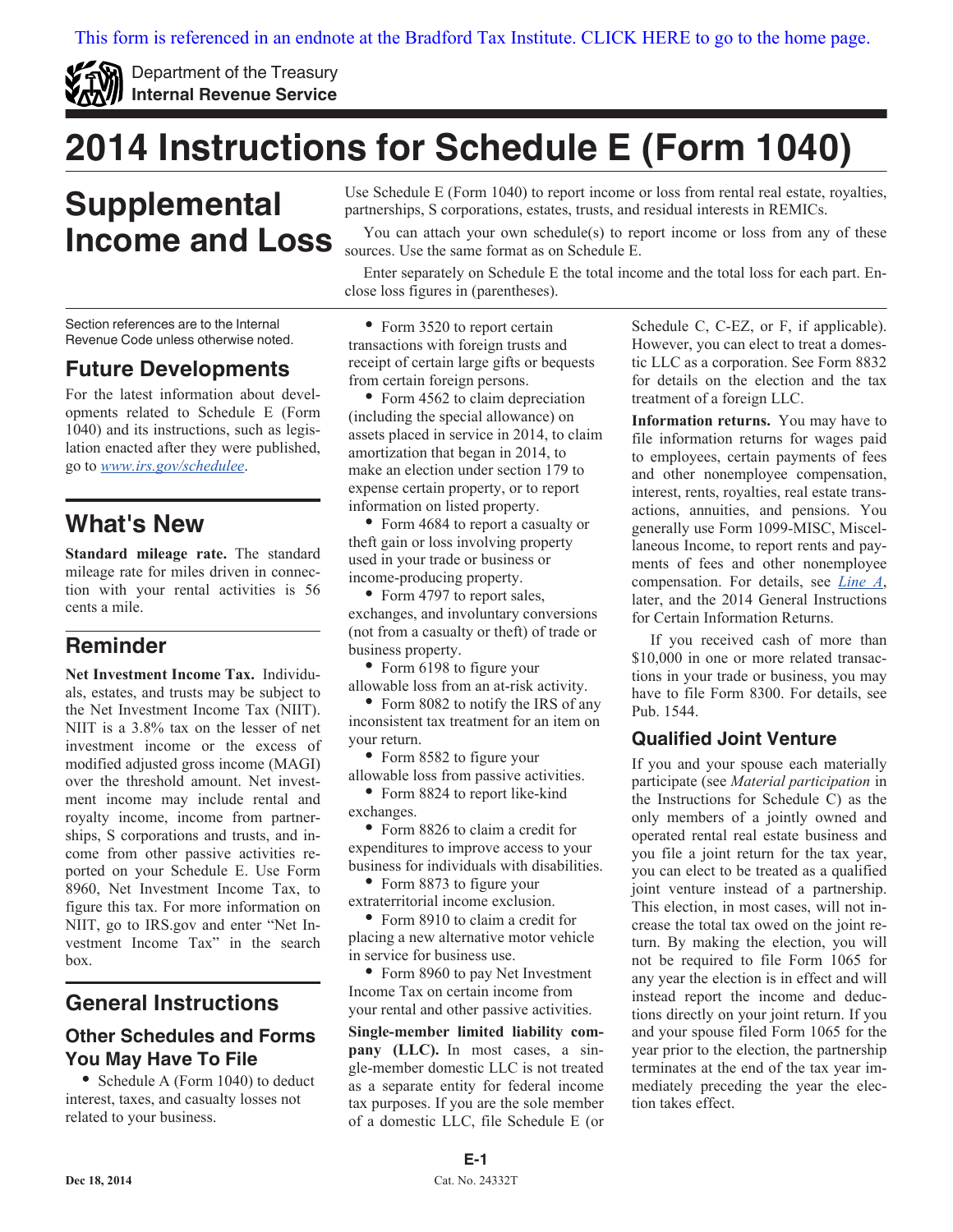This form is referenced in an endnote at the Bradford Tax Institute. CLICK HERE to go to the home page.

Department of the Treasury
**Internal Revenue Service**

# 2014 Instructions for Schedule E (Form 1040)

# Supplemental Income and Loss

Use Schedule E (Form 1040) to report income or loss from rental real estate, royalties, partnerships, S corporations, estates, trusts, and residual interests in REMICs.

You can attach your own schedule(s) to report income or loss from any of these sources. Use the same format as on Schedule E.

Enter separately on Schedule E the total income and the total loss for each part. Enclose loss figures in (parentheses).

Section references are to the Internal Revenue Code unless otherwise noted.

## Future Developments

For the latest information about developments related to Schedule E (Form 1040) and its instructions, such as legislation enacted after they were published, go to *www.irs.gov/schedulee*.

## What's New

**Standard mileage rate.** The standard mileage rate for miles driven in connection with your rental activities is 56 cents a mile.

## Reminder

**Net Investment Income Tax.** Individuals, estates, and trusts may be subject to the Net Investment Income Tax (NIIT). NIIT is a 3.8% tax on the lesser of net investment income or the excess of modified adjusted gross income (MAGI) over the threshold amount. Net investment income may include rental and royalty income, income from partnerships, S corporations and trusts, and income from other passive activities reported on your Schedule E. Use Form 8960, Net Investment Income Tax, to figure this tax. For more information on NIIT, go to IRS.gov and enter "Net Investment Income Tax" in the search box.

## General Instructions

### Other Schedules and Forms You May Have To File

- Schedule A (Form 1040) to deduct interest, taxes, and casualty losses not related to your business.
- Form 3520 to report certain transactions with foreign trusts and receipt of certain large gifts or bequests from certain foreign persons.
- Form 4562 to claim depreciation (including the special allowance) on assets placed in service in 2014, to claim amortization that began in 2014, to make an election under section 179 to expense certain property, or to report information on listed property.
- Form 4684 to report a casualty or theft gain or loss involving property used in your trade or business or income-producing property.
- Form 4797 to report sales, exchanges, and involuntary conversions (not from a casualty or theft) of trade or business property.
- Form 6198 to figure your allowable loss from an at-risk activity.
- Form 8082 to notify the IRS of any inconsistent tax treatment for an item on your return.
- Form 8582 to figure your allowable loss from passive activities.
- Form 8824 to report like-kind exchanges.
- Form 8826 to claim a credit for expenditures to improve access to your business for individuals with disabilities.
- Form 8873 to figure your extraterritorial income exclusion.
- Form 8910 to claim a credit for placing a new alternative motor vehicle in service for business use.
- Form 8960 to pay Net Investment Income Tax on certain income from your rental and other passive activities.

**Single-member limited liability company (LLC).** In most cases, a single-member domestic LLC is not treated as a separate entity for federal income tax purposes. If you are the sole member of a domestic LLC, file Schedule E (or Schedule C, C-EZ, or F, if applicable). However, you can elect to treat a domestic LLC as a corporation. See Form 8832 for details on the election and the tax treatment of a foreign LLC.

**Information returns.** You may have to file information returns for wages paid to employees, certain payments of fees and other nonemployee compensation, interest, rents, royalties, real estate transactions, annuities, and pensions. You generally use Form 1099-MISC, Miscellaneous Income, to report rents and payments of fees and other nonemployee compensation. For details, see *Line A*, later, and the 2014 General Instructions for Certain Information Returns.

If you received cash of more than $10,000 in one or more related transactions in your trade or business, you may have to file Form 8300. For details, see Pub. 1544.

### Qualified Joint Venture

If you and your spouse each materially participate (see *Material participation* in the Instructions for Schedule C) as the only members of a jointly owned and operated rental real estate business and you file a joint return for the tax year, you can elect to be treated as a qualified joint venture instead of a partnership. This election, in most cases, will not increase the total tax owed on the joint return. By making the election, you will not be required to file Form 1065 for any year the election is in effect and will instead report the income and deductions directly on your joint return. If you and your spouse filed Form 1065 for the year prior to the election, the partnership terminates at the end of the tax year immediately preceding the year the election takes effect.

Dec 18, 2014 Cat. No. 24332T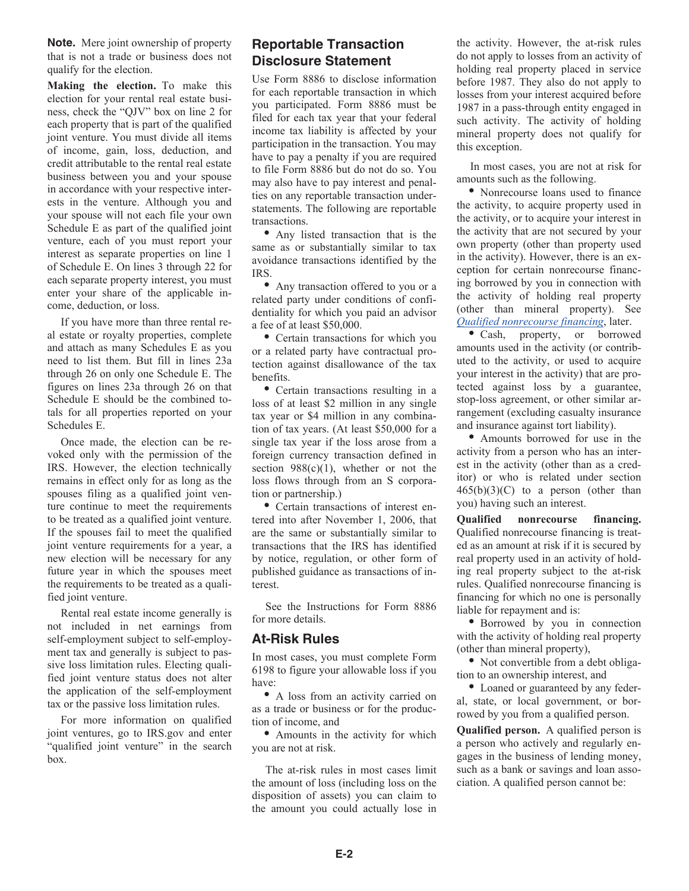**Note.** Mere joint ownership of property that is not a trade or business does not qualify for the election.

**Making the election.** To make this election for your rental real estate business, check the "QJV" box on line 2 for each property that is part of the qualified joint venture. You must divide all items of income, gain, loss, deduction, and credit attributable to the rental real estate business between you and your spouse in accordance with your respective interests in the venture. Although you and your spouse will not each file your own Schedule E as part of the qualified joint venture, each of you must report your interest as separate properties on line 1 of Schedule E. On lines 3 through 22 for each separate property interest, you must enter your share of the applicable income, deduction, or loss.

If you have more than three rental real estate or royalty properties, complete and attach as many Schedules E as you need to list them. But fill in lines 23a through 26 on only one Schedule E. The figures on lines 23a through 26 on that Schedule E should be the combined totals for all properties reported on your Schedules E.

Once made, the election can be revoked only with the permission of the IRS. However, the election technically remains in effect only for as long as the spouses filing as a qualified joint venture continue to meet the requirements to be treated as a qualified joint venture. If the spouses fail to meet the qualified joint venture requirements for a year, a new election will be necessary for any future year in which the spouses meet the requirements to be treated as a qualified joint venture.

Rental real estate income generally is not included in net earnings from self-employment subject to self-employment tax and generally is subject to passive loss limitation rules. Electing qualified joint venture status does not alter the application of the self-employment tax or the passive loss limitation rules.

For more information on qualified joint ventures, go to IRS.gov and enter "qualified joint venture" in the search box.

## Reportable Transaction Disclosure Statement

Use Form 8886 to disclose information for each reportable transaction in which you participated. Form 8886 must be filed for each tax year that your federal income tax liability is affected by your participation in the transaction. You may have to pay a penalty if you are required to file Form 8886 but do not do so. You may also have to pay interest and penalties on any reportable transaction understatements. The following are reportable transactions.

- Any listed transaction that is the same as or substantially similar to tax avoidance transactions identified by the IRS.
- Any transaction offered to you or a related party under conditions of confidentiality for which you paid an advisor a fee of at least $50,000.
- Certain transactions for which you or a related party have contractual protection against disallowance of the tax benefits.
- Certain transactions resulting in a loss of at least $2 million in any single tax year or $4 million in any combination of tax years. (At least $50,000 for a single tax year if the loss arose from a foreign currency transaction defined in section 988(c)(1), whether or not the loss flows through from an S corporation or partnership.)
- Certain transactions of interest entered into after November 1, 2006, that are the same or substantially similar to transactions that the IRS has identified by notice, regulation, or other form of published guidance as transactions of interest.

See the Instructions for Form 8886 for more details.

## At-Risk Rules

In most cases, you must complete Form 6198 to figure your allowable loss if you have:

- A loss from an activity carried on as a trade or business or for the production of income, and
- Amounts in the activity for which you are not at risk.

The at-risk rules in most cases limit the amount of loss (including loss on the disposition of assets) you can claim to the amount you could actually lose in the activity. However, the at-risk rules do not apply to losses from an activity of holding real property placed in service before 1987. They also do not apply to losses from your interest acquired before 1987 in a pass-through entity engaged in such activity. The activity of holding mineral property does not qualify for this exception.

In most cases, you are not at risk for amounts such as the following.

- Nonrecourse loans used to finance the activity, to acquire property used in the activity, or to acquire your interest in the activity that are not secured by your own property (other than property used in the activity). However, there is an exception for certain nonrecourse financing borrowed by you in connection with the activity of holding real property (other than mineral property). See *Qualified nonrecourse financing*, later.
- Cash, property, or borrowed amounts used in the activity (or contributed to the activity, or used to acquire your interest in the activity) that are protected against loss by a guarantee, stop-loss agreement, or other similar arrangement (excluding casualty insurance and insurance against tort liability).
- Amounts borrowed for use in the activity from a person who has an interest in the activity (other than as a creditor) or who is related under section 465(b)(3)(C) to a person (other than you) having such an interest.

**Qualified nonrecourse financing.** Qualified nonrecourse financing is treated as an amount at risk if it is secured by real property used in an activity of holding real property subject to the at-risk rules. Qualified nonrecourse financing is financing for which no one is personally liable for repayment and is:

- Borrowed by you in connection with the activity of holding real property (other than mineral property),
- Not convertible from a debt obligation to an ownership interest, and
- Loaned or guaranteed by any federal, state, or local government, or borrowed by you from a qualified person.

**Qualified person.** A qualified person is a person who actively and regularly engages in the business of lending money, such as a bank or savings and loan association. A qualified person cannot be: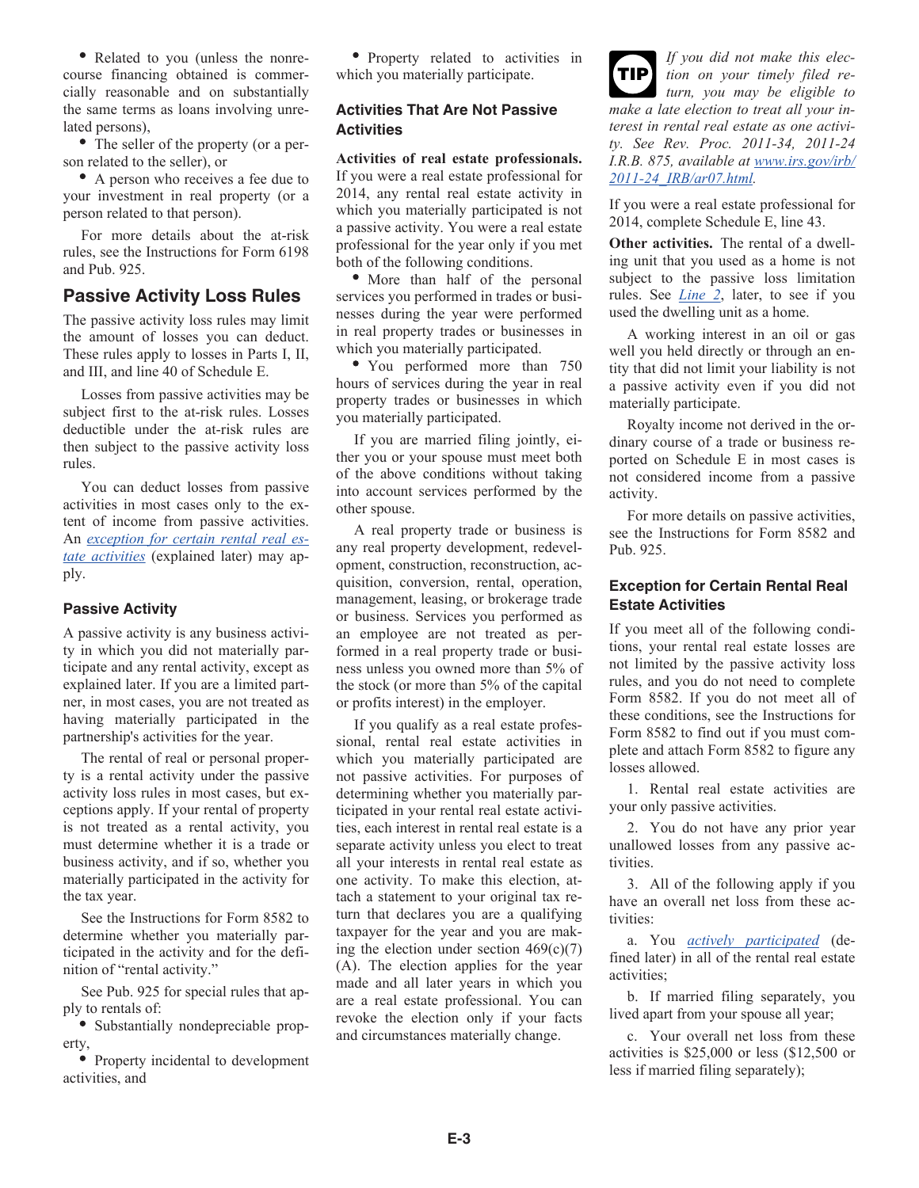- Related to you (unless the nonrecourse financing obtained is commercially reasonable and on substantially the same terms as loans involving unrelated persons),
- The seller of the property (or a person related to the seller), or
- A person who receives a fee due to your investment in real property (or a person related to that person).

For more details about the at-risk rules, see the Instructions for Form 6198 and Pub. 925.

## Passive Activity Loss Rules

The passive activity loss rules may limit the amount of losses you can deduct. These rules apply to losses in Parts I, II, and III, and line 40 of Schedule E.

Losses from passive activities may be subject first to the at-risk rules. Losses deductible under the at-risk rules are then subject to the passive activity loss rules.

You can deduct losses from passive activities in most cases only to the extent of income from passive activities. An *exception for certain rental real estate activities* (explained later) may apply.

### Passive Activity

A passive activity is any business activity in which you did not materially participate and any rental activity, except as explained later. If you are a limited partner, in most cases, you are not treated as having materially participated in the partnership's activities for the year.

The rental of real or personal property is a rental activity under the passive activity loss rules in most cases, but exceptions apply. If your rental of property is not treated as a rental activity, you must determine whether it is a trade or business activity, and if so, whether you materially participated in the activity for the tax year.

See the Instructions for Form 8582 to determine whether you materially participated in the activity and for the definition of "rental activity."

See Pub. 925 for special rules that apply to rentals of:

- Substantially nondepreciable property,
- Property incidental to development activities, and
- Property related to activities in which you materially participate.

### Activities That Are Not Passive Activities

**Activities of real estate professionals.** If you were a real estate professional for 2014, any rental real estate activity in which you materially participated is not a passive activity. You were a real estate professional for the year only if you met both of the following conditions.

- More than half of the personal services you performed in trades or businesses during the year were performed in real property trades or businesses in which you materially participated.
- You performed more than 750 hours of services during the year in real property trades or businesses in which you materially participated.

If you are married filing jointly, either you or your spouse must meet both of the above conditions without taking into account services performed by the other spouse.

A real property trade or business is any real property development, redevelopment, construction, reconstruction, acquisition, conversion, rental, operation, management, leasing, or brokerage trade or business. Services you performed as an employee are not treated as performed in a real property trade or business unless you owned more than 5% of the stock (or more than 5% of the capital or profits interest) in the employer.

If you qualify as a real estate professional, rental real estate activities in which you materially participated are not passive activities. For purposes of determining whether you materially participated in your rental real estate activities, each interest in rental real estate is a separate activity unless you elect to treat all your interests in rental real estate as one activity. To make this election, attach a statement to your original tax return that declares you are a qualifying taxpayer for the year and you are making the election under section 469(c)(7)(A). The election applies for the year made and all later years in which you are a real estate professional. You can revoke the election only if your facts and circumstances materially change.

**TIP** *If you did not make this election on your timely filed return, you may be eligible to make a late election to treat all your interest in rental real estate as one activity. See Rev. Proc. 2011-34, 2011-24 I.R.B. 875, available at www.irs.gov/irb/2011-24_IRB/ar07.html.*

If you were a real estate professional for 2014, complete Schedule E, line 43.

**Other activities.** The rental of a dwelling unit that you used as a home is not subject to the passive loss limitation rules. See *Line 2*, later, to see if you used the dwelling unit as a home.

A working interest in an oil or gas well you held directly or through an entity that did not limit your liability is not a passive activity even if you did not materially participate.

Royalty income not derived in the ordinary course of a trade or business reported on Schedule E in most cases is not considered income from a passive activity.

For more details on passive activities, see the Instructions for Form 8582 and Pub. 925.

### Exception for Certain Rental Real Estate Activities

If you meet all of the following conditions, your rental real estate losses are not limited by the passive activity loss rules, and you do not need to complete Form 8582. If you do not meet all of these conditions, see the Instructions for Form 8582 to find out if you must complete and attach Form 8582 to figure any losses allowed.

1. Rental real estate activities are your only passive activities.

2. You do not have any prior year unallowed losses from any passive activities.

3. All of the following apply if you have an overall net loss from these activities:

a. You *actively participated* (defined later) in all of the rental real estate activities;

b. If married filing separately, you lived apart from your spouse all year;

c. Your overall net loss from these activities is $25,000 or less ($12,500 or less if married filing separately);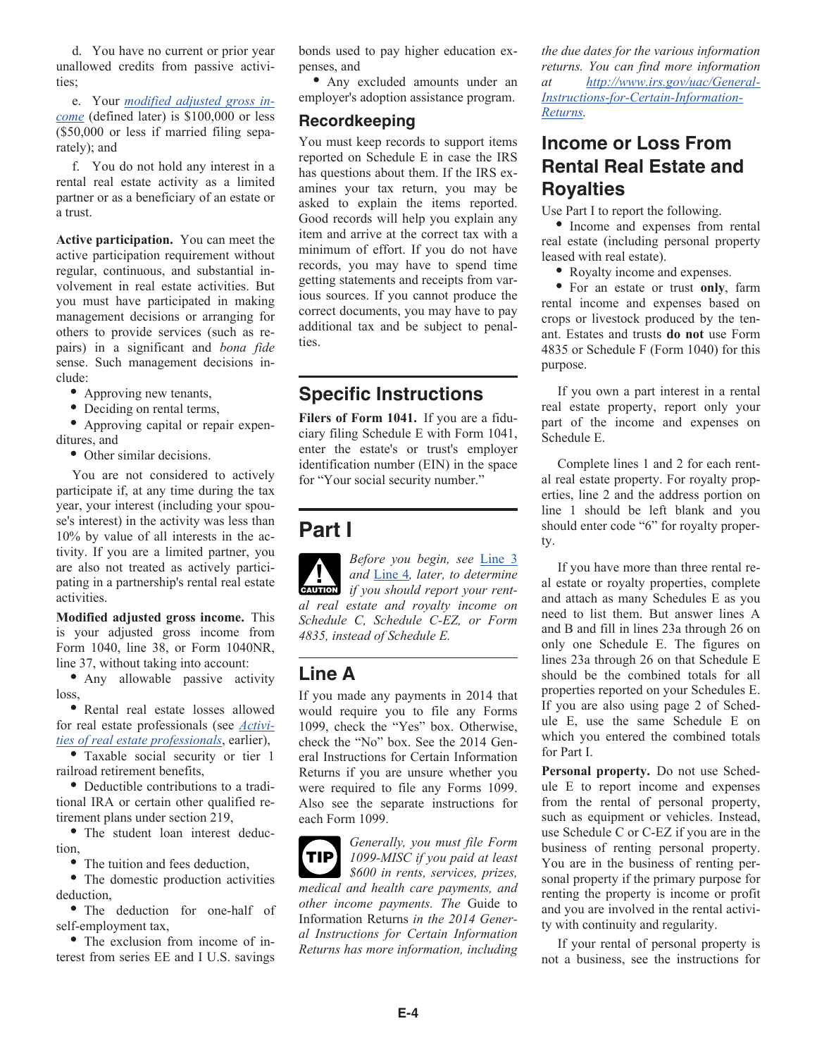d. You have no current or prior year unallowed credits from passive activities;

e. Your *modified adjusted gross income* (defined later) is $100,000 or less ($50,000 or less if married filing separately); and

f. You do not hold any interest in a rental real estate activity as a limited partner or as a beneficiary of an estate or a trust.

**Active participation.** You can meet the active participation requirement without regular, continuous, and substantial involvement in real estate activities. But you must have participated in making management decisions or arranging for others to provide services (such as repairs) in a significant and *bona fide* sense. Such management decisions include:

- Approving new tenants,
- Deciding on rental terms,
- Approving capital or repair expenditures, and
- Other similar decisions.

You are not considered to actively participate if, at any time during the tax year, your interest (including your spouse's interest) in the activity was less than 10% by value of all interests in the activity. If you are a limited partner, you are also not treated as actively participating in a partnership's rental real estate activities.

**Modified adjusted gross income.** This is your adjusted gross income from Form 1040, line 38, or Form 1040NR, line 37, without taking into account:

- Any allowable passive activity loss,
- Rental real estate losses allowed for real estate professionals (see *Activities of real estate professionals*, earlier),
- Taxable social security or tier 1 railroad retirement benefits,
- Deductible contributions to a traditional IRA or certain other qualified retirement plans under section 219,
- The student loan interest deduction,
- The tuition and fees deduction,
- The domestic production activities deduction,
- The deduction for one-half of self-employment tax,
- The exclusion from income of interest from series EE and I U.S. savings bonds used to pay higher education expenses, and
- Any excluded amounts under an employer's adoption assistance program.

### Recordkeeping

You must keep records to support items reported on Schedule E in case the IRS has questions about them. If the IRS examines your tax return, you may be asked to explain the items reported. Good records will help you explain any item and arrive at the correct tax with a minimum of effort. If you do not have records, you may have to spend time getting statements and receipts from various sources. If you cannot produce the correct documents, you may have to pay additional tax and be subject to penalties.

## Specific Instructions

**Filers of Form 1041.** If you are a fiduciary filing Schedule E with Form 1041, enter the estate's or trust's employer identification number (EIN) in the space for "Your social security number."

## Part I

**CAUTION:** *Before you begin, see Line 3 and Line 4, later, to determine if you should report your rental real estate and royalty income on Schedule C, Schedule C-EZ, or Form 4835, instead of Schedule E.*

### Line A

If you made any payments in 2014 that would require you to file any Forms 1099, check the "Yes" box. Otherwise, check the "No" box. See the 2014 General Instructions for Certain Information Returns if you are unsure whether you were required to file any Forms 1099. Also see the separate instructions for each Form 1099.

**TIP:** *Generally, you must file Form 1099-MISC if you paid at least $600 in rents, services, prizes, medical and health care payments, and other income payments. The* Guide to Information Returns *in the 2014 General Instructions for Certain Information Returns has more information, including the due dates for the various information returns. You can find more information at http://www.irs.gov/uac/General-Instructions-for-Certain-Information-Returns.*

## Income or Loss From Rental Real Estate and Royalties

Use Part I to report the following.

- Income and expenses from rental real estate (including personal property leased with real estate).
- Royalty income and expenses.
- For an estate or trust **only**, farm rental income and expenses based on crops or livestock produced by the tenant. Estates and trusts **do not** use Form 4835 or Schedule F (Form 1040) for this purpose.

If you own a part interest in a rental real estate property, report only your part of the income and expenses on Schedule E.

Complete lines 1 and 2 for each rental real estate property. For royalty properties, line 2 and the address portion on line 1 should be left blank and you should enter code "6" for royalty property.

If you have more than three rental real estate or royalty properties, complete and attach as many Schedules E as you need to list them. But answer lines A and B and fill in lines 23a through 26 on only one Schedule E. The figures on lines 23a through 26 on that Schedule E should be the combined totals for all properties reported on your Schedules E. If you are also using page 2 of Schedule E, use the same Schedule E on which you entered the combined totals for Part I.

**Personal property.** Do not use Schedule E to report income and expenses from the rental of personal property, such as equipment or vehicles. Instead, use Schedule C or C-EZ if you are in the business of renting personal property. You are in the business of renting personal property if the primary purpose for renting the property is income or profit and you are involved in the rental activity with continuity and regularity.

If your rental of personal property is not a business, see the instructions for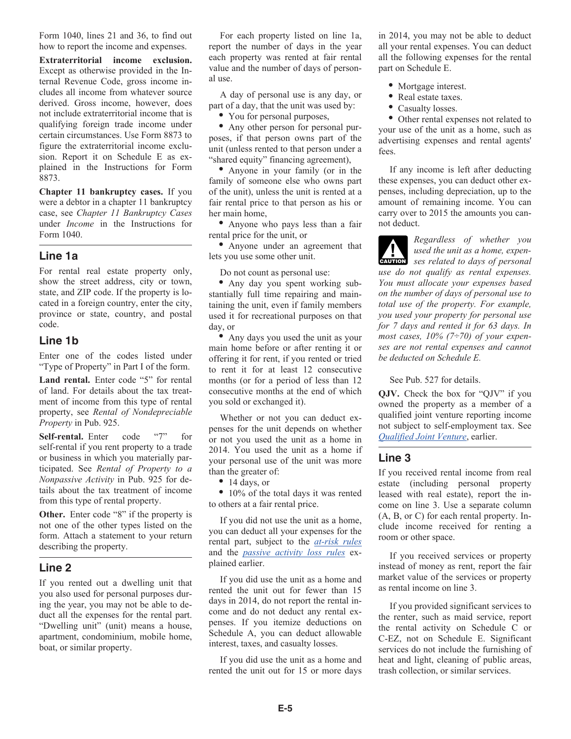Form 1040, lines 21 and 36, to find out how to report the income and expenses.

**Extraterritorial income exclusion.** Except as otherwise provided in the Internal Revenue Code, gross income includes all income from whatever source derived. Gross income, however, does not include extraterritorial income that is qualifying foreign trade income under certain circumstances. Use Form 8873 to figure the extraterritorial income exclusion. Report it on Schedule E as explained in the Instructions for Form 8873.

**Chapter 11 bankruptcy cases.** If you were a debtor in a chapter 11 bankruptcy case, see *Chapter 11 Bankruptcy Cases* under *Income* in the Instructions for Form 1040.

## Line 1a

For rental real estate property only, show the street address, city or town, state, and ZIP code. If the property is located in a foreign country, enter the city, province or state, country, and postal code.

## Line 1b

Enter one of the codes listed under "Type of Property" in Part I of the form.

**Land rental.** Enter code "5" for rental of land. For details about the tax treatment of income from this type of rental property, see *Rental of Nondepreciable Property* in Pub. 925.

**Self-rental.** Enter code "7" for self-rental if you rent property to a trade or business in which you materially participated. See *Rental of Property to a Nonpassive Activity* in Pub. 925 for details about the tax treatment of income from this type of rental property.

**Other.** Enter code "8" if the property is not one of the other types listed on the form. Attach a statement to your return describing the property.

## Line 2

If you rented out a dwelling unit that you also used for personal purposes during the year, you may not be able to deduct all the expenses for the rental part. "Dwelling unit" (unit) means a house, apartment, condominium, mobile home, boat, or similar property.

For each property listed on line 1a, report the number of days in the year each property was rented at fair rental value and the number of days of personal use.

A day of personal use is any day, or part of a day, that the unit was used by:

- You for personal purposes,
- Any other person for personal purposes, if that person owns part of the unit (unless rented to that person under a "shared equity" financing agreement),
- Anyone in your family (or in the family of someone else who owns part of the unit), unless the unit is rented at a fair rental price to that person as his or her main home,
- Anyone who pays less than a fair rental price for the unit, or
- Anyone under an agreement that lets you use some other unit.

Do not count as personal use:

- Any day you spent working substantially full time repairing and maintaining the unit, even if family members used it for recreational purposes on that day, or
- Any days you used the unit as your main home before or after renting it or offering it for rent, if you rented or tried to rent it for at least 12 consecutive months (or for a period of less than 12 consecutive months at the end of which you sold or exchanged it).

Whether or not you can deduct expenses for the unit depends on whether or not you used the unit as a home in 2014. You used the unit as a home if your personal use of the unit was more than the greater of:

- 14 days, or
- 10% of the total days it was rented to others at a fair rental price.

If you did not use the unit as a home, you can deduct all your expenses for the rental part, subject to the at-risk rules and the passive activity loss rules explained earlier.

If you did use the unit as a home and rented the unit out for fewer than 15 days in 2014, do not report the rental income and do not deduct any rental expenses. If you itemize deductions on Schedule A, you can deduct allowable interest, taxes, and casualty losses.

If you did use the unit as a home and rented the unit out for 15 or more days in 2014, you may not be able to deduct all your rental expenses. You can deduct all the following expenses for the rental part on Schedule E.

- Mortgage interest.
- Real estate taxes.
- Casualty losses.
- Other rental expenses not related to your use of the unit as a home, such as advertising expenses and rental agents' fees.

If any income is left after deducting these expenses, you can deduct other expenses, including depreciation, up to the amount of remaining income. You can carry over to 2015 the amounts you cannot deduct.

**CAUTION** *Regardless of whether you used the unit as a home, expenses related to days of personal use do not qualify as rental expenses. You must allocate your expenses based on the number of days of personal use to total use of the property. For example, you used your property for personal use for 7 days and rented it for 63 days. In most cases, 10% (7÷70) of your expenses are not rental expenses and cannot be deducted on Schedule E.*

See Pub. 527 for details.

**QJV.** Check the box for "QJV" if you owned the property as a member of a qualified joint venture reporting income not subject to self-employment tax. See Qualified Joint Venture, earlier.

## Line 3

If you received rental income from real estate (including personal property leased with real estate), report the income on line 3. Use a separate column (A, B, or C) for each rental property. Include income received for renting a room or other space.

If you received services or property instead of money as rent, report the fair market value of the services or property as rental income on line 3.

If you provided significant services to the renter, such as maid service, report the rental activity on Schedule C or C-EZ, not on Schedule E. Significant services do not include the furnishing of heat and light, cleaning of public areas, trash collection, or similar services.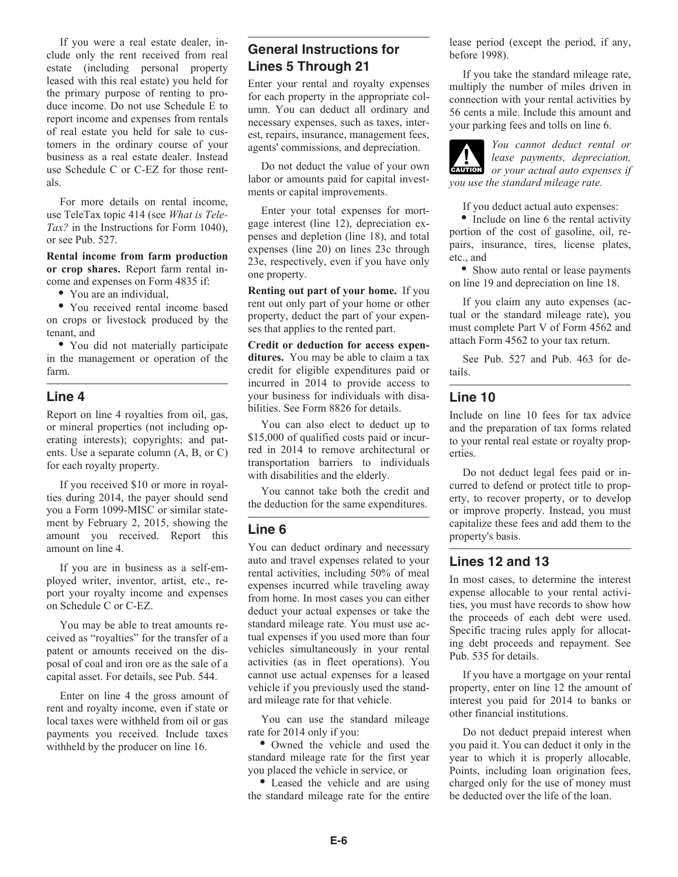If you were a real estate dealer, include only the rent received from real estate (including personal property leased with this real estate) you held for the primary purpose of renting to produce income. Do not use Schedule E to report income and expenses from rentals of real estate you held for sale to customers in the ordinary course of your business as a real estate dealer. Instead use Schedule C or C-EZ for those rentals.

For more details on rental income, use TeleTax topic 414 (see *What is TeleTax?* in the Instructions for Form 1040), or see Pub. 527.

**Rental income from farm production or crop shares.** Report farm rental income and expenses on Form 4835 if:

- You are an individual,
- You received rental income based on crops or livestock produced by the tenant, and
- You did not materially participate in the management or operation of the farm.

## Line 4

Report on line 4 royalties from oil, gas, or mineral properties (not including operating interests); copyrights; and patents. Use a separate column (A, B, or C) for each royalty property.

If you received $10 or more in royalties during 2014, the payer should send you a Form 1099-MISC or similar statement by February 2, 2015, showing the amount you received. Report this amount on line 4.

If you are in business as a self-employed writer, inventor, artist, etc., report your royalty income and expenses on Schedule C or C-EZ.

You may be able to treat amounts received as "royalties" for the transfer of a patent or amounts received on the disposal of coal and iron ore as the sale of a capital asset. For details, see Pub. 544.

Enter on line 4 the gross amount of rent and royalty income, even if state or local taxes were withheld from oil or gas payments you received. Include taxes withheld by the producer on line 16.

## General Instructions for Lines 5 Through 21

Enter your rental and royalty expenses for each property in the appropriate column. You can deduct all ordinary and necessary expenses, such as taxes, interest, repairs, insurance, management fees, agents' commissions, and depreciation.

Do not deduct the value of your own labor or amounts paid for capital investments or capital improvements.

Enter your total expenses for mortgage interest (line 12), depreciation expenses and depletion (line 18), and total expenses (line 20) on lines 23c through 23e, respectively, even if you have only one property.

**Renting out part of your home.** If you rent out only part of your home or other property, deduct the part of your expenses that applies to the rented part.

**Credit or deduction for access expenditures.** You may be able to claim a tax credit for eligible expenditures paid or incurred in 2014 to provide access to your business for individuals with disabilities. See Form 8826 for details.

You can also elect to deduct up to $15,000 of qualified costs paid or incurred in 2014 to remove architectural or transportation barriers to individuals with disabilities and the elderly.

You cannot take both the credit and the deduction for the same expenditures.

## Line 6

You can deduct ordinary and necessary auto and travel expenses related to your rental activities, including 50% of meal expenses incurred while traveling away from home. In most cases you can either deduct your actual expenses or take the standard mileage rate. You must use actual expenses if you used more than four vehicles simultaneously in your rental activities (as in fleet operations). You cannot use actual expenses for a leased vehicle if you previously used the standard mileage rate for that vehicle.

You can use the standard mileage rate for 2014 only if you:

- Owned the vehicle and used the standard mileage rate for the first year you placed the vehicle in service, or
- Leased the vehicle and are using the standard mileage rate for the entire lease period (except the period, if any, before 1998).

If you take the standard mileage rate, multiply the number of miles driven in connection with your rental activities by 56 cents a mile. Include this amount and your parking fees and tolls on line 6.

**CAUTION** *You cannot deduct rental or lease payments, depreciation, or your actual auto expenses if you use the standard mileage rate.*

If you deduct actual auto expenses:

- Include on line 6 the rental activity portion of the cost of gasoline, oil, repairs, insurance, tires, license plates, etc., and
- Show auto rental or lease payments on line 19 and depreciation on line 18.

If you claim any auto expenses (actual or the standard mileage rate), you must complete Part V of Form 4562 and attach Form 4562 to your tax return.

See Pub. 527 and Pub. 463 for details.

## Line 10

Include on line 10 fees for tax advice and the preparation of tax forms related to your rental real estate or royalty properties.

Do not deduct legal fees paid or incurred to defend or protect title to property, to recover property, or to develop or improve property. Instead, you must capitalize these fees and add them to the property's basis.

## Lines 12 and 13

In most cases, to determine the interest expense allocable to your rental activities, you must have records to show how the proceeds of each debt were used. Specific tracing rules apply for allocating debt proceeds and repayment. See Pub. 535 for details.

If you have a mortgage on your rental property, enter on line 12 the amount of interest you paid for 2014 to banks or other financial institutions.

Do not deduct prepaid interest when you paid it. You can deduct it only in the year to which it is properly allocable. Points, including loan origination fees, charged only for the use of money must be deducted over the life of the loan.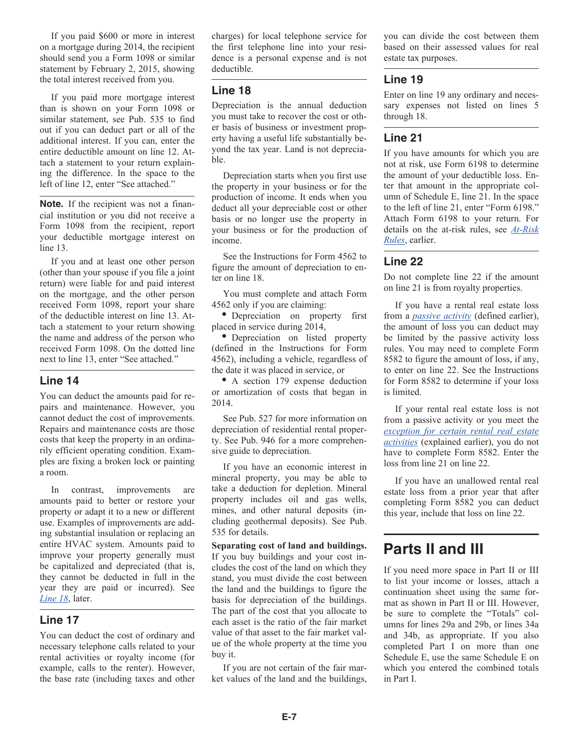If you paid $600 or more in interest on a mortgage during 2014, the recipient should send you a Form 1098 or similar statement by February 2, 2015, showing the total interest received from you.

If you paid more mortgage interest than is shown on your Form 1098 or similar statement, see Pub. 535 to find out if you can deduct part or all of the additional interest. If you can, enter the entire deductible amount on line 12. Attach a statement to your return explaining the difference. In the space to the left of line 12, enter "See attached."

**Note.** If the recipient was not a financial institution or you did not receive a Form 1098 from the recipient, report your deductible mortgage interest on line 13.

If you and at least one other person (other than your spouse if you file a joint return) were liable for and paid interest on the mortgage, and the other person received Form 1098, report your share of the deductible interest on line 13. Attach a statement to your return showing the name and address of the person who received Form 1098. On the dotted line next to line 13, enter "See attached."

## Line 14

You can deduct the amounts paid for repairs and maintenance. However, you cannot deduct the cost of improvements. Repairs and maintenance costs are those costs that keep the property in an ordinarily efficient operating condition. Examples are fixing a broken lock or painting a room.

In contrast, improvements are amounts paid to better or restore your property or adapt it to a new or different use. Examples of improvements are adding substantial insulation or replacing an entire HVAC system. Amounts paid to improve your property generally must be capitalized and depreciated (that is, they cannot be deducted in full in the year they are paid or incurred). See *Line 18*, later.

## Line 17

You can deduct the cost of ordinary and necessary telephone calls related to your rental activities or royalty income (for example, calls to the renter). However, the base rate (including taxes and other charges) for local telephone service for the first telephone line into your residence is a personal expense and is not deductible.

## Line 18

Depreciation is the annual deduction you must take to recover the cost or other basis of business or investment property having a useful life substantially beyond the tax year. Land is not depreciable.

Depreciation starts when you first use the property in your business or for the production of income. It ends when you deduct all your depreciable cost or other basis or no longer use the property in your business or for the production of income.

See the Instructions for Form 4562 to figure the amount of depreciation to enter on line 18.

You must complete and attach Form 4562 only if you are claiming:

- Depreciation on property first placed in service during 2014,
- Depreciation on listed property (defined in the Instructions for Form 4562), including a vehicle, regardless of the date it was placed in service, or
- A section 179 expense deduction or amortization of costs that began in 2014.

See Pub. 527 for more information on depreciation of residential rental property. See Pub. 946 for a more comprehensive guide to depreciation.

If you have an economic interest in mineral property, you may be able to take a deduction for depletion. Mineral property includes oil and gas wells, mines, and other natural deposits (including geothermal deposits). See Pub. 535 for details.

**Separating cost of land and buildings.** If you buy buildings and your cost includes the cost of the land on which they stand, you must divide the cost between the land and the buildings to figure the basis for depreciation of the buildings. The part of the cost that you allocate to each asset is the ratio of the fair market value of that asset to the fair market value of the whole property at the time you buy it.

If you are not certain of the fair market values of the land and the buildings, you can divide the cost between them based on their assessed values for real estate tax purposes.

## Line 19

Enter on line 19 any ordinary and necessary expenses not listed on lines 5 through 18.

## Line 21

If you have amounts for which you are not at risk, use Form 6198 to determine the amount of your deductible loss. Enter that amount in the appropriate column of Schedule E, line 21. In the space to the left of line 21, enter "Form 6198." Attach Form 6198 to your return. For details on the at-risk rules, see *At-Risk Rules*, earlier.

## Line 22

Do not complete line 22 if the amount on line 21 is from royalty properties.

If you have a rental real estate loss from a *passive activity* (defined earlier), the amount of loss you can deduct may be limited by the passive activity loss rules. You may need to complete Form 8582 to figure the amount of loss, if any, to enter on line 22. See the Instructions for Form 8582 to determine if your loss is limited.

If your rental real estate loss is not from a passive activity or you meet the *exception for certain rental real estate activities* (explained earlier), you do not have to complete Form 8582. Enter the loss from line 21 on line 22.

If you have an unallowed rental real estate loss from a prior year that after completing Form 8582 you can deduct this year, include that loss on line 22.

# Parts II and III

If you need more space in Part II or III to list your income or losses, attach a continuation sheet using the same format as shown in Part II or III. However, be sure to complete the "Totals" columns for lines 29a and 29b, or lines 34a and 34b, as appropriate. If you also completed Part I on more than one Schedule E, use the same Schedule E on which you entered the combined totals in Part I.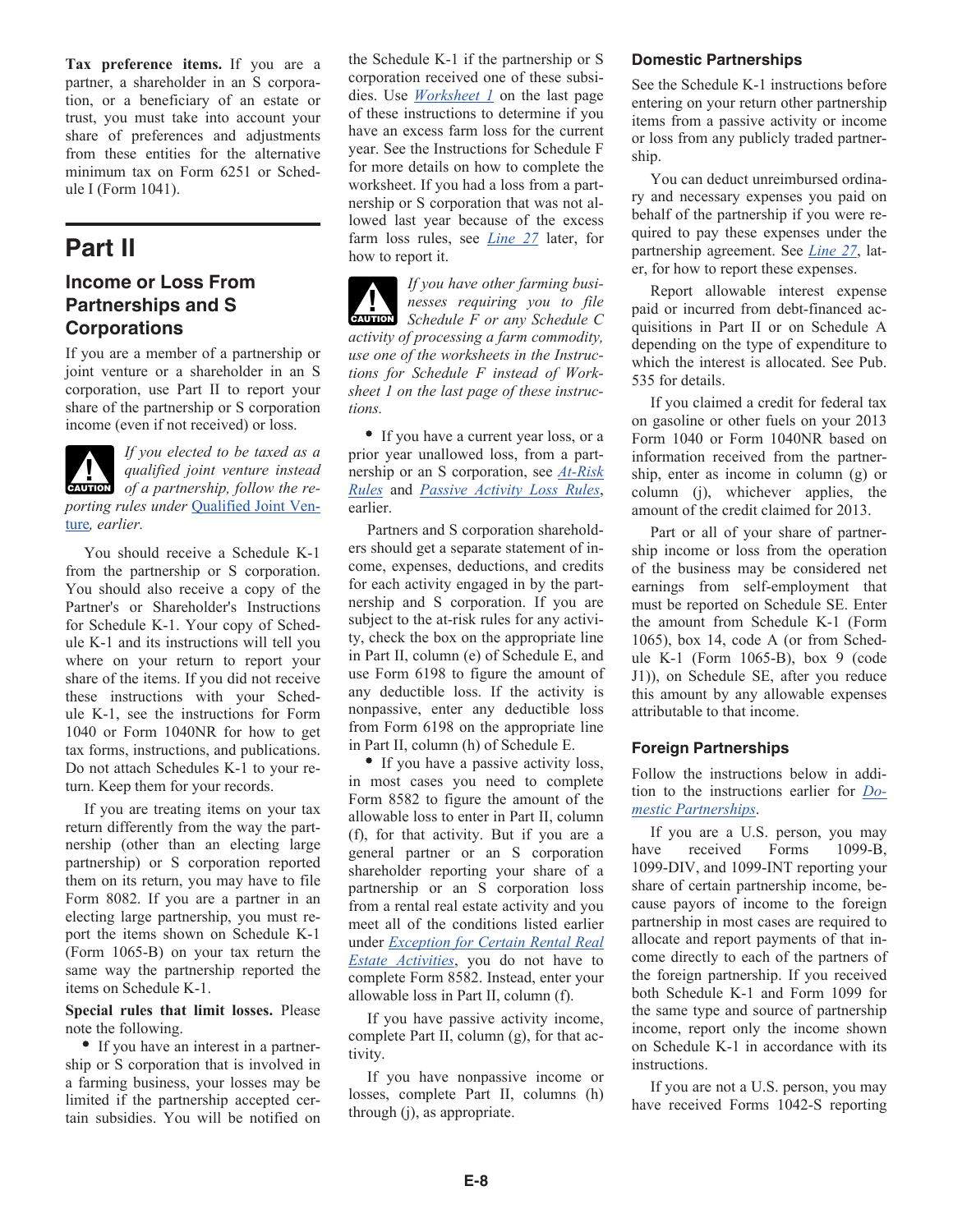**Tax preference items.** If you are a partner, a shareholder in an S corporation, or a beneficiary of an estate or trust, you must take into account your share of preferences and adjustments from these entities for the alternative minimum tax on Form 6251 or Schedule I (Form 1041).

# Part II

## Income or Loss From Partnerships and S Corporations

If you are a member of a partnership or joint venture or a shareholder in an S corporation, use Part II to report your share of the partnership or S corporation income (even if not received) or loss.

**CAUTION** *If you elected to be taxed as a qualified joint venture instead of a partnership, follow the reporting rules under Qualified Joint Venture, earlier.*

You should receive a Schedule K-1 from the partnership or S corporation. You should also receive a copy of the Partner's or Shareholder's Instructions for Schedule K-1. Your copy of Schedule K-1 and its instructions will tell you where on your return to report your share of the items. If you did not receive these instructions with your Schedule K-1, see the instructions for Form 1040 or Form 1040NR for how to get tax forms, instructions, and publications. Do not attach Schedules K-1 to your return. Keep them for your records.

If you are treating items on your tax return differently from the way the partnership (other than an electing large partnership) or S corporation reported them on its return, you may have to file Form 8082. If you are a partner in an electing large partnership, you must report the items shown on Schedule K-1 (Form 1065-B) on your tax return the same way the partnership reported the items on Schedule K-1.

**Special rules that limit losses.** Please note the following.

- If you have an interest in a partnership or S corporation that is involved in a farming business, your losses may be limited if the partnership accepted certain subsidies. You will be notified on the Schedule K-1 if the partnership or S corporation received one of these subsidies. Use *Worksheet 1* on the last page of these instructions to determine if you have an excess farm loss for the current year. See the Instructions for Schedule F for more details on how to complete the worksheet. If you had a loss from a partnership or S corporation that was not allowed last year because of the excess farm loss rules, see *Line 27* later, for how to report it.

**CAUTION** *If you have other farming businesses requiring you to file Schedule F or any Schedule C activity of processing a farm commodity, use one of the worksheets in the Instructions for Schedule F instead of Worksheet 1 on the last page of these instructions.*

- If you have a current year loss, or a prior year unallowed loss, from a partnership or an S corporation, see *At-Risk Rules* and *Passive Activity Loss Rules*, earlier.

Partners and S corporation shareholders should get a separate statement of income, expenses, deductions, and credits for each activity engaged in by the partnership and S corporation. If you are subject to the at-risk rules for any activity, check the box on the appropriate line in Part II, column (e) of Schedule E, and use Form 6198 to figure the amount of any deductible loss. If the activity is nonpassive, enter any deductible loss from Form 6198 on the appropriate line in Part II, column (h) of Schedule E.

- If you have a passive activity loss, in most cases you need to complete Form 8582 to figure the amount of the allowable loss to enter in Part II, column (f), for that activity. But if you are a general partner or an S corporation shareholder reporting your share of a partnership or an S corporation loss from a rental real estate activity and you meet all of the conditions listed earlier under *Exception for Certain Rental Real Estate Activities*, you do not have to complete Form 8582. Instead, enter your allowable loss in Part II, column (f).

If you have passive activity income, complete Part II, column (g), for that activity.

If you have nonpassive income or losses, complete Part II, columns (h) through (j), as appropriate.

### Domestic Partnerships

See the Schedule K-1 instructions before entering on your return other partnership items from a passive activity or income or loss from any publicly traded partnership.

You can deduct unreimbursed ordinary and necessary expenses you paid on behalf of the partnership if you were required to pay these expenses under the partnership agreement. See *Line 27*, later, for how to report these expenses.

Report allowable interest expense paid or incurred from debt-financed acquisitions in Part II or on Schedule A depending on the type of expenditure to which the interest is allocated. See Pub. 535 for details.

If you claimed a credit for federal tax on gasoline or other fuels on your 2013 Form 1040 or Form 1040NR based on information received from the partnership, enter as income in column (g) or column (j), whichever applies, the amount of the credit claimed for 2013.

Part or all of your share of partnership income or loss from the operation of the business may be considered net earnings from self-employment that must be reported on Schedule SE. Enter the amount from Schedule K-1 (Form 1065), box 14, code A (or from Schedule K-1 (Form 1065-B), box 9 (code J1)), on Schedule SE, after you reduce this amount by any allowable expenses attributable to that income.

### Foreign Partnerships

Follow the instructions below in addition to the instructions earlier for *Domestic Partnerships*.

If you are a U.S. person, you may have received Forms 1099-B, 1099-DIV, and 1099-INT reporting your share of certain partnership income, because payors of income to the foreign partnership in most cases are required to allocate and report payments of that income directly to each of the partners of the foreign partnership. If you received both Schedule K-1 and Form 1099 for the same type and source of partnership income, report only the income shown on Schedule K-1 in accordance with its instructions.

If you are not a U.S. person, you may have received Forms 1042-S reporting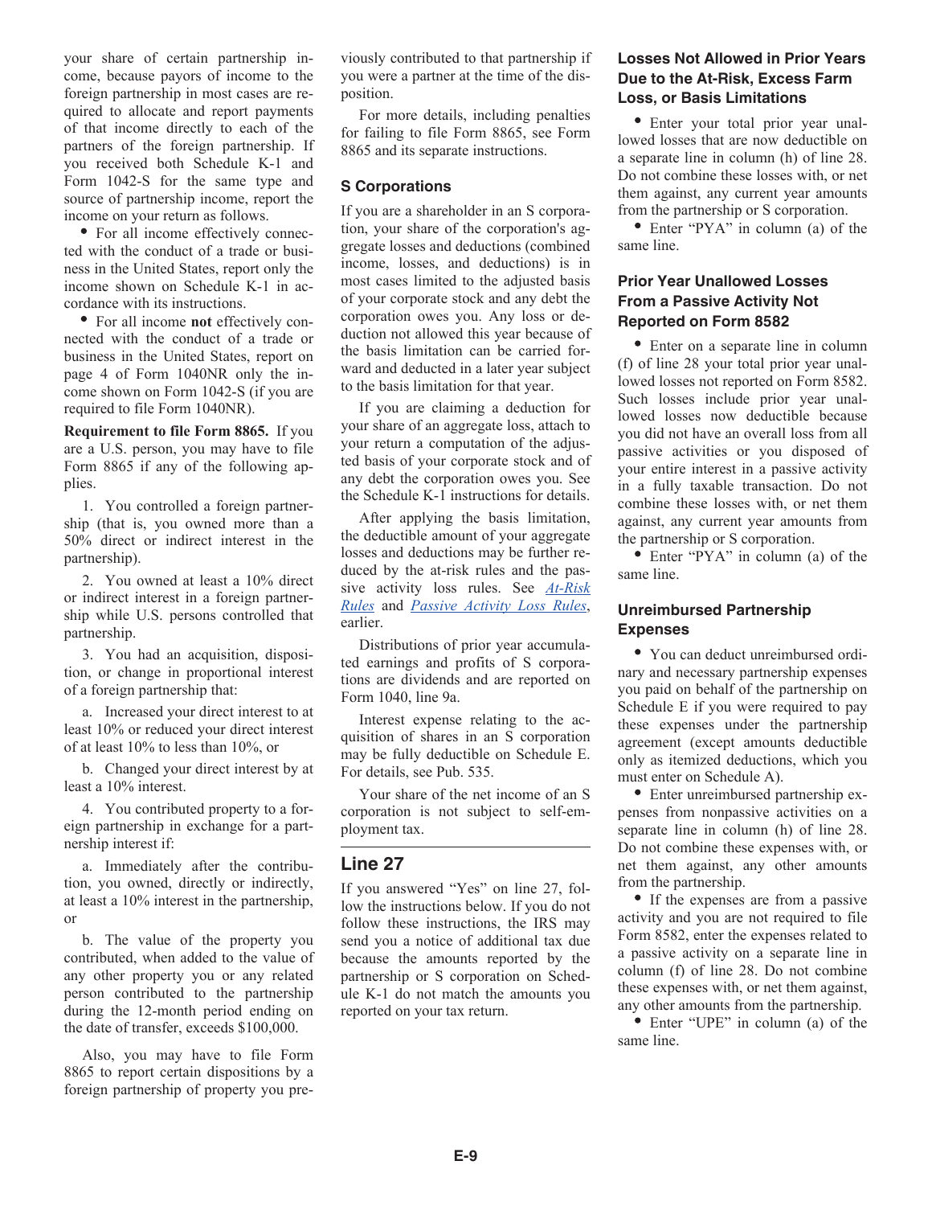your share of certain partnership income, because payors of income to the foreign partnership in most cases are required to allocate and report payments of that income directly to each of the partners of the foreign partnership. If you received both Schedule K-1 and Form 1042-S for the same type and source of partnership income, report the income on your return as follows.

- For all income effectively connected with the conduct of a trade or business in the United States, report only the income shown on Schedule K-1 in accordance with its instructions.
- For all income **not** effectively connected with the conduct of a trade or business in the United States, report on page 4 of Form 1040NR only the income shown on Form 1042-S (if you are required to file Form 1040NR).

**Requirement to file Form 8865.** If you are a U.S. person, you may have to file Form 8865 if any of the following applies.

1. You controlled a foreign partnership (that is, you owned more than a 50% direct or indirect interest in the partnership).

2. You owned at least a 10% direct or indirect interest in a foreign partnership while U.S. persons controlled that partnership.

3. You had an acquisition, disposition, or change in proportional interest of a foreign partnership that:

a. Increased your direct interest to at least 10% or reduced your direct interest of at least 10% to less than 10%, or

b. Changed your direct interest by at least a 10% interest.

4. You contributed property to a foreign partnership in exchange for a partnership interest if:

a. Immediately after the contribution, you owned, directly or indirectly, at least a 10% interest in the partnership, or

b. The value of the property you contributed, when added to the value of any other property you or any related person contributed to the partnership during the 12-month period ending on the date of transfer, exceeds $100,000.

Also, you may have to file Form 8865 to report certain dispositions by a foreign partnership of property you previously contributed to that partnership if you were a partner at the time of the disposition.

For more details, including penalties for failing to file Form 8865, see Form 8865 and its separate instructions.

### S Corporations

If you are a shareholder in an S corporation, your share of the corporation's aggregate losses and deductions (combined income, losses, and deductions) is in most cases limited to the adjusted basis of your corporate stock and any debt the corporation owes you. Any loss or deduction not allowed this year because of the basis limitation can be carried forward and deducted in a later year subject to the basis limitation for that year.

If you are claiming a deduction for your share of an aggregate loss, attach to your return a computation of the adjusted basis of your corporate stock and of any debt the corporation owes you. See the Schedule K-1 instructions for details.

After applying the basis limitation, the deductible amount of your aggregate losses and deductions may be further reduced by the at-risk rules and the passive activity loss rules. See *At-Risk Rules* and *Passive Activity Loss Rules*, earlier.

Distributions of prior year accumulated earnings and profits of S corporations are dividends and are reported on Form 1040, line 9a.

Interest expense relating to the acquisition of shares in an S corporation may be fully deductible on Schedule E. For details, see Pub. 535.

Your share of the net income of an S corporation is not subject to self-employment tax.

## Line 27

If you answered "Yes" on line 27, follow the instructions below. If you do not follow these instructions, the IRS may send you a notice of additional tax due because the amounts reported by the partnership or S corporation on Schedule K-1 do not match the amounts you reported on your tax return.

### Losses Not Allowed in Prior Years Due to the At-Risk, Excess Farm Loss, or Basis Limitations

- Enter your total prior year unallowed losses that are now deductible on a separate line in column (h) of line 28. Do not combine these losses with, or net them against, any current year amounts from the partnership or S corporation.
- Enter "PYA" in column (a) of the same line.

### Prior Year Unallowed Losses From a Passive Activity Not Reported on Form 8582

- Enter on a separate line in column (f) of line 28 your total prior year unallowed losses not reported on Form 8582. Such losses include prior year unallowed losses now deductible because you did not have an overall loss from all passive activities or you disposed of your entire interest in a passive activity in a fully taxable transaction. Do not combine these losses with, or net them against, any current year amounts from the partnership or S corporation.
- Enter "PYA" in column (a) of the same line.

### Unreimbursed Partnership Expenses

- You can deduct unreimbursed ordinary and necessary partnership expenses you paid on behalf of the partnership on Schedule E if you were required to pay these expenses under the partnership agreement (except amounts deductible only as itemized deductions, which you must enter on Schedule A).
- Enter unreimbursed partnership expenses from nonpassive activities on a separate line in column (h) of line 28. Do not combine these expenses with, or net them against, any other amounts from the partnership.
- If the expenses are from a passive activity and you are not required to file Form 8582, enter the expenses related to a passive activity on a separate line in column (f) of line 28. Do not combine these expenses with, or net them against, any other amounts from the partnership.
- Enter "UPE" in column (a) of the same line.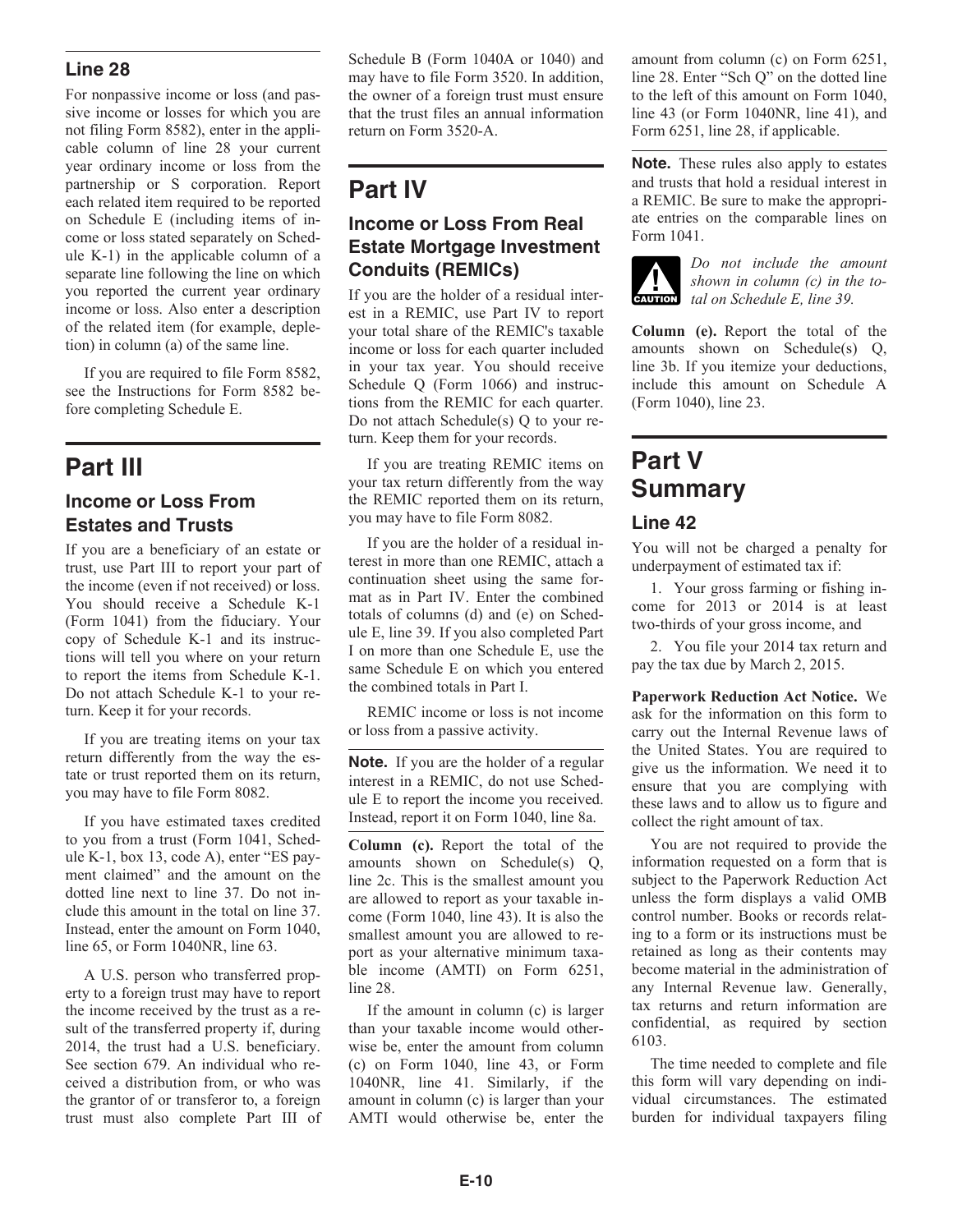### Line 28

For nonpassive income or loss (and passive income or losses for which you are not filing Form 8582), enter in the applicable column of line 28 your current year ordinary income or loss from the partnership or S corporation. Report each related item required to be reported on Schedule E (including items of income or loss stated separately on Schedule K-1) in the applicable column of a separate line following the line on which you reported the current year ordinary income or loss. Also enter a description of the related item (for example, depletion) in column (a) of the same line.

If you are required to file Form 8582, see the Instructions for Form 8582 before completing Schedule E.

## Part III

### Income or Loss From Estates and Trusts

If you are a beneficiary of an estate or trust, use Part III to report your part of the income (even if not received) or loss. You should receive a Schedule K-1 (Form 1041) from the fiduciary. Your copy of Schedule K-1 and its instructions will tell you where on your return to report the items from Schedule K-1. Do not attach Schedule K-1 to your return. Keep it for your records.

If you are treating items on your tax return differently from the way the estate or trust reported them on its return, you may have to file Form 8082.

If you have estimated taxes credited to you from a trust (Form 1041, Schedule K-1, box 13, code A), enter "ES payment claimed" and the amount on the dotted line next to line 37. Do not include this amount in the total on line 37. Instead, enter the amount on Form 1040, line 65, or Form 1040NR, line 63.

A U.S. person who transferred property to a foreign trust may have to report the income received by the trust as a result of the transferred property if, during 2014, the trust had a U.S. beneficiary. See section 679. An individual who received a distribution from, or who was the grantor of or transferor to, a foreign trust must also complete Part III of Schedule B (Form 1040A or 1040) and may have to file Form 3520. In addition, the owner of a foreign trust must ensure that the trust files an annual information return on Form 3520-A.

## Part IV

### Income or Loss From Real Estate Mortgage Investment Conduits (REMICs)

If you are the holder of a residual interest in a REMIC, use Part IV to report your total share of the REMIC's taxable income or loss for each quarter included in your tax year. You should receive Schedule Q (Form 1066) and instructions from the REMIC for each quarter. Do not attach Schedule(s) Q to your return. Keep them for your records.

If you are treating REMIC items on your tax return differently from the way the REMIC reported them on its return, you may have to file Form 8082.

If you are the holder of a residual interest in more than one REMIC, attach a continuation sheet using the same format as in Part IV. Enter the combined totals of columns (d) and (e) on Schedule E, line 39. If you also completed Part I on more than one Schedule E, use the same Schedule E on which you entered the combined totals in Part I.

REMIC income or loss is not income or loss from a passive activity.

**Note.** If you are the holder of a regular interest in a REMIC, do not use Schedule E to report the income you received. Instead, report it on Form 1040, line 8a.

**Column (c).** Report the total of the amounts shown on Schedule(s) Q, line 2c. This is the smallest amount you are allowed to report as your taxable income (Form 1040, line 43). It is also the smallest amount you are allowed to report as your alternative minimum taxable income (AMTI) on Form 6251, line 28.

If the amount in column (c) is larger than your taxable income would otherwise be, enter the amount from column (c) on Form 1040, line 43, or Form 1040NR, line 41. Similarly, if the amount in column (c) is larger than your AMTI would otherwise be, enter the amount from column (c) on Form 6251, line 28. Enter "Sch Q" on the dotted line to the left of this amount on Form 1040, line 43 (or Form 1040NR, line 41), and Form 6251, line 28, if applicable.

**Note.** These rules also apply to estates and trusts that hold a residual interest in a REMIC. Be sure to make the appropriate entries on the comparable lines on Form 1041.

**CAUTION** *Do not include the amount shown in column (c) in the total on Schedule E, line 39.*

**Column (e).** Report the total of the amounts shown on Schedule(s) Q, line 3b. If you itemize your deductions, include this amount on Schedule A (Form 1040), line 23.

## Part V Summary

### Line 42

You will not be charged a penalty for underpayment of estimated tax if:

1. Your gross farming or fishing income for 2013 or 2014 is at least two-thirds of your gross income, and

2. You file your 2014 tax return and pay the tax due by March 2, 2015.

**Paperwork Reduction Act Notice.** We ask for the information on this form to carry out the Internal Revenue laws of the United States. You are required to give us the information. We need it to ensure that you are complying with these laws and to allow us to figure and collect the right amount of tax.

You are not required to provide the information requested on a form that is subject to the Paperwork Reduction Act unless the form displays a valid OMB control number. Books or records relating to a form or its instructions must be retained as long as their contents may become material in the administration of any Internal Revenue law. Generally, tax returns and return information are confidential, as required by section 6103.

The time needed to complete and file this form will vary depending on individual circumstances. The estimated burden for individual taxpayers filing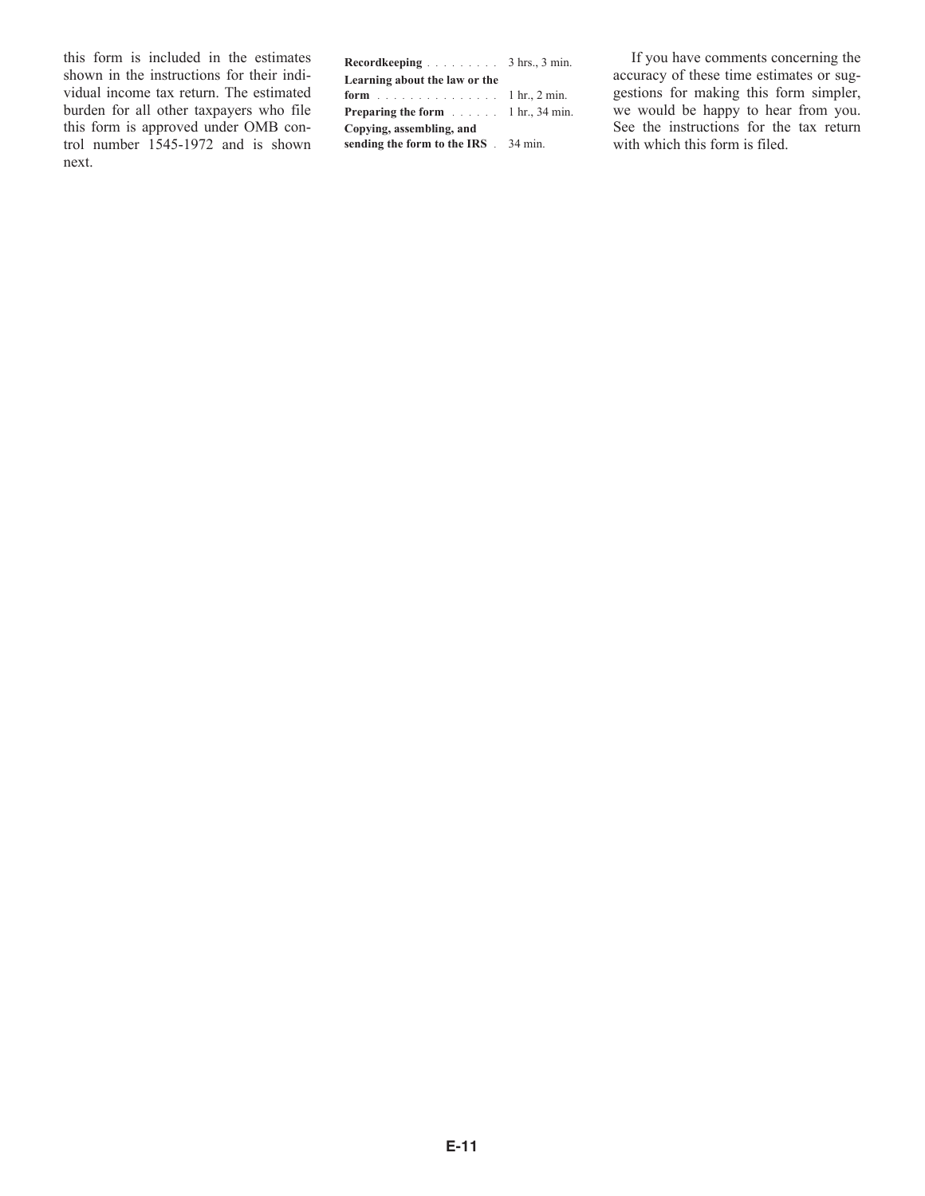this form is included in the estimates shown in the instructions for their individual income tax return. The estimated burden for all other taxpayers who file this form is approved under OMB control number 1545-1972 and is shown next.

| | |
|---|---|
| **Recordkeeping** | 3 hrs., 3 min. |
| **Learning about the law or the form** | 1 hr., 2 min. |
| **Preparing the form** | 1 hr., 34 min. |
| **Copying, assembling, and sending the form to the IRS** | 34 min. |

If you have comments concerning the accuracy of these time estimates or suggestions for making this form simpler, we would be happy to hear from you. See the instructions for the tax return with which this form is filed.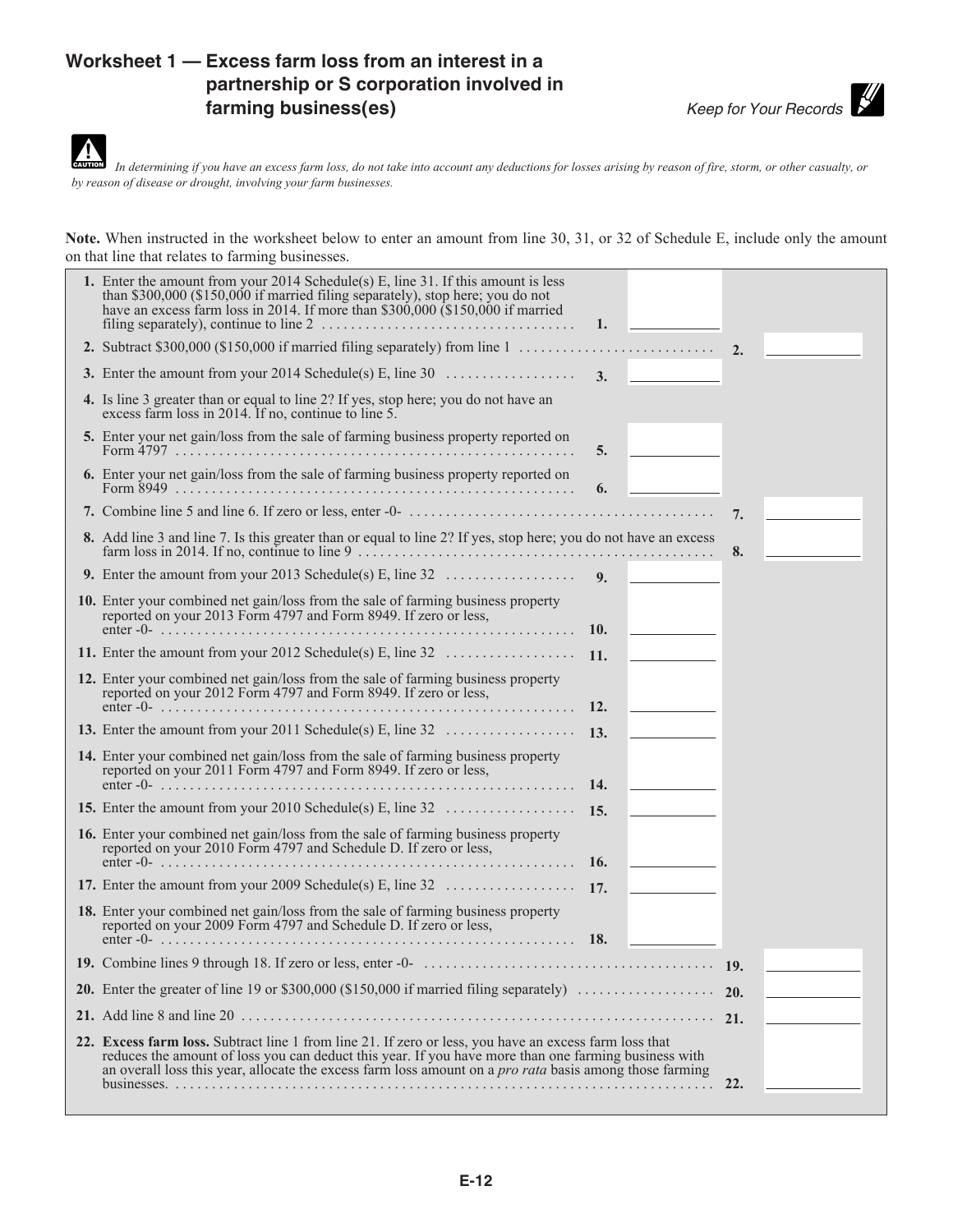## Worksheet 1 — Excess farm loss from an interest in a partnership or S corporation involved in farming business(es)

*Keep for Your Records*

**CAUTION** *In determining if you have an excess farm loss, do not take into account any deductions for losses arising by reason of fire, storm, or other casualty, or by reason of disease or drought, involving your farm businesses.*

**Note.** When instructed in the worksheet below to enter an amount from line 30, 31, or 32 of Schedule E, include only the amount on that line that relates to farming businesses.

| | | | | |
|---|---|---|---|---|
| **1.** Enter the amount from your 2014 Schedule(s) E, line 31. If this amount is less than $300,000 ($150,000 if married filing separately), stop here; you do not have an excess farm loss in 2014. If more than $300,000 ($150,000 if married filing separately), continue to line 2 | **1.** | | | |
| **2.** Subtract $300,000 ($150,000 if married filing separately) from line 1 | | | **2.** | |
| **3.** Enter the amount from your 2014 Schedule(s) E, line 30 | **3.** | | | |
| **4.** Is line 3 greater than or equal to line 2? If yes, stop here; you do not have an excess farm loss in 2014. If no, continue to line 5. | | | | |
| **5.** Enter your net gain/loss from the sale of farming business property reported on Form 4797 | **5.** | | | |
| **6.** Enter your net gain/loss from the sale of farming business property reported on Form 8949 | **6.** | | | |
| **7.** Combine line 5 and line 6. If zero or less, enter -0- | | | **7.** | |
| **8.** Add line 3 and line 7. Is this greater than or equal to line 2? If yes, stop here; you do not have an excess farm loss in 2014. If no, continue to line 9 | | | **8.** | |
| **9.** Enter the amount from your 2013 Schedule(s) E, line 32 | **9.** | | | |
| **10.** Enter your combined net gain/loss from the sale of farming business property reported on your 2013 Form 4797 and Form 8949. If zero or less, enter -0- | **10.** | | | |
| **11.** Enter the amount from your 2012 Schedule(s) E, line 32 | **11.** | | | |
| **12.** Enter your combined net gain/loss from the sale of farming business property reported on your 2012 Form 4797 and Form 8949. If zero or less, enter -0- | **12.** | | | |
| **13.** Enter the amount from your 2011 Schedule(s) E, line 32 | **13.** | | | |
| **14.** Enter your combined net gain/loss from the sale of farming business property reported on your 2011 Form 4797 and Form 8949. If zero or less, enter -0- | **14.** | | | |
| **15.** Enter the amount from your 2010 Schedule(s) E, line 32 | **15.** | | | |
| **16.** Enter your combined net gain/loss from the sale of farming business property reported on your 2010 Form 4797 and Schedule D. If zero or less, enter -0- | **16.** | | | |
| **17.** Enter the amount from your 2009 Schedule(s) E, line 32 | **17.** | | | |
| **18.** Enter your combined net gain/loss from the sale of farming business property reported on your 2009 Form 4797 and Schedule D. If zero or less, enter -0- | **18.** | | | |
| **19.** Combine lines 9 through 18. If zero or less, enter -0- | | | **19.** | |
| **20.** Enter the greater of line 19 or $300,000 ($150,000 if married filing separately) | | | **20.** | |
| **21.** Add line 8 and line 20 | | | **21.** | |
| **22. Excess farm loss.** Subtract line 1 from line 21. If zero or less, you have an excess farm loss that reduces the amount of loss you can deduct this year. If you have more than one farming business with an overall loss this year, allocate the excess farm loss amount on a *pro rata* basis among those farming businesses. | | | **22.** | |